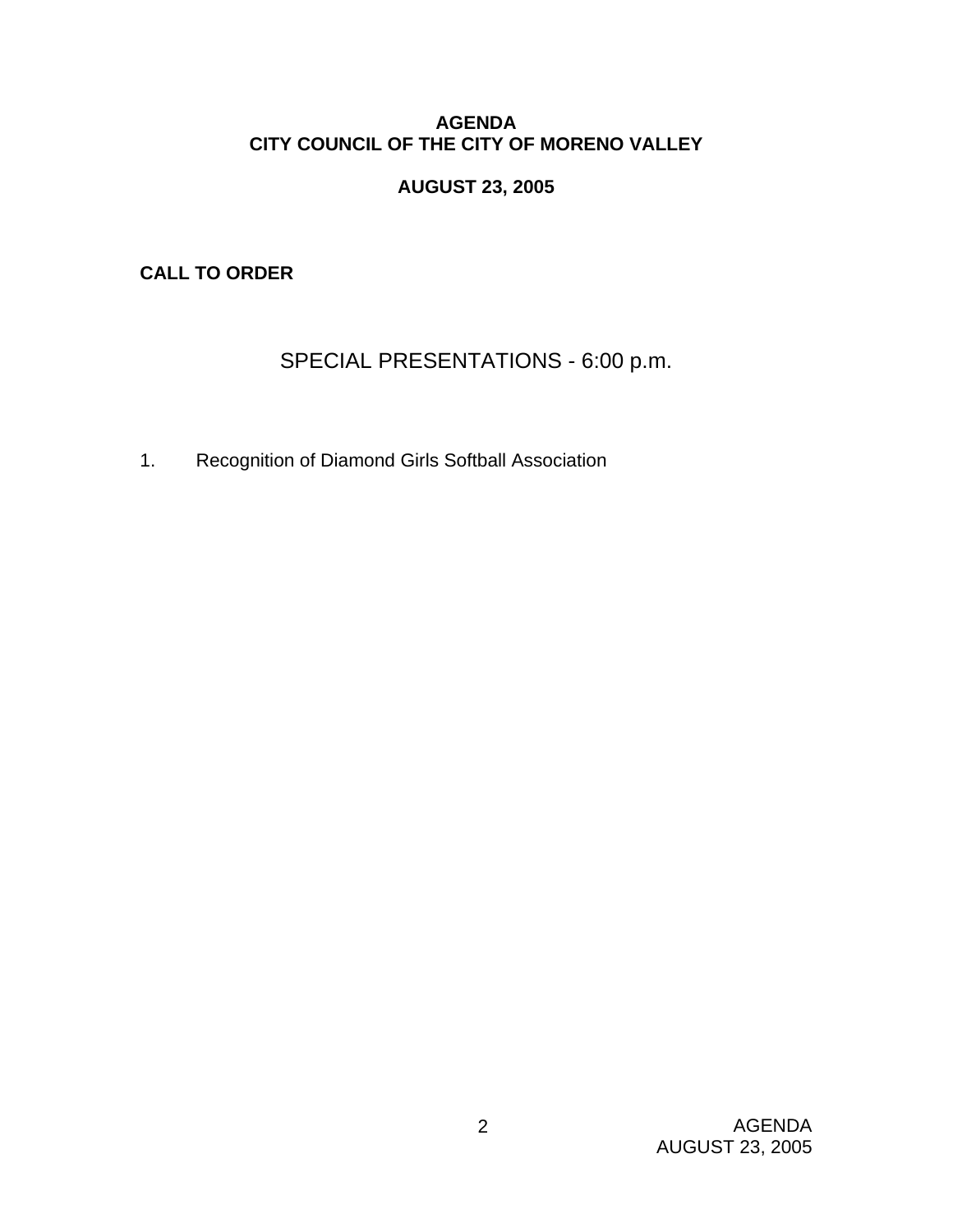# AGENDA
# CITY COUNCIL OF THE CITY OF MORENO VALLEY

## AUGUST 23, 2005

**CALL TO ORDER**

## SPECIAL PRESENTATIONS - 6:00 p.m.

1. Recognition of Diamond Girls Softball Association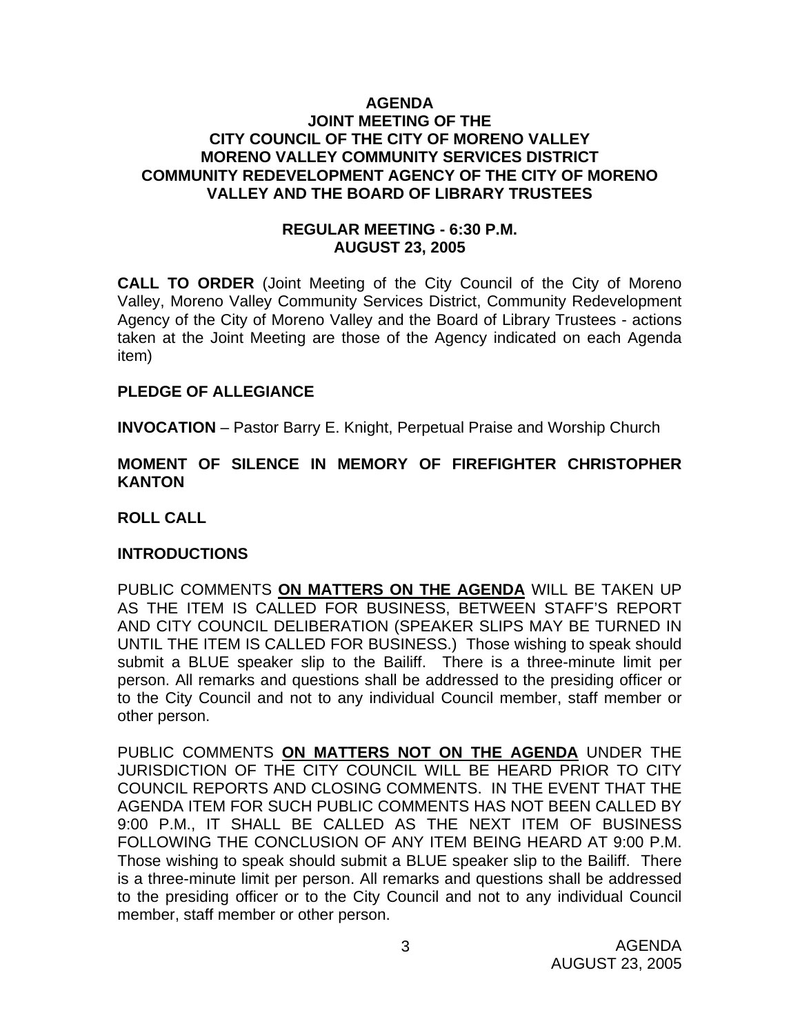**AGENDA**
**JOINT MEETING OF THE**
**CITY COUNCIL OF THE CITY OF MORENO VALLEY**
**MORENO VALLEY COMMUNITY SERVICES DISTRICT**
**COMMUNITY REDEVELOPMENT AGENCY OF THE CITY OF MORENO VALLEY AND THE BOARD OF LIBRARY TRUSTEES**

**REGULAR MEETING - 6:30 P.M.**
**AUGUST 23, 2005**

**CALL TO ORDER** (Joint Meeting of the City Council of the City of Moreno Valley, Moreno Valley Community Services District, Community Redevelopment Agency of the City of Moreno Valley and the Board of Library Trustees - actions taken at the Joint Meeting are those of the Agency indicated on each Agenda item)

**PLEDGE OF ALLEGIANCE**

**INVOCATION** – Pastor Barry E. Knight, Perpetual Praise and Worship Church

**MOMENT OF SILENCE IN MEMORY OF FIREFIGHTER CHRISTOPHER KANTON**

**ROLL CALL**

**INTRODUCTIONS**

PUBLIC COMMENTS **ON MATTERS ON THE AGENDA** WILL BE TAKEN UP AS THE ITEM IS CALLED FOR BUSINESS, BETWEEN STAFF'S REPORT AND CITY COUNCIL DELIBERATION (SPEAKER SLIPS MAY BE TURNED IN UNTIL THE ITEM IS CALLED FOR BUSINESS.) Those wishing to speak should submit a BLUE speaker slip to the Bailiff. There is a three-minute limit per person. All remarks and questions shall be addressed to the presiding officer or to the City Council and not to any individual Council member, staff member or other person.

PUBLIC COMMENTS **ON MATTERS NOT ON THE AGENDA** UNDER THE JURISDICTION OF THE CITY COUNCIL WILL BE HEARD PRIOR TO CITY COUNCIL REPORTS AND CLOSING COMMENTS. IN THE EVENT THAT THE AGENDA ITEM FOR SUCH PUBLIC COMMENTS HAS NOT BEEN CALLED BY 9:00 P.M., IT SHALL BE CALLED AS THE NEXT ITEM OF BUSINESS FOLLOWING THE CONCLUSION OF ANY ITEM BEING HEARD AT 9:00 P.M. Those wishing to speak should submit a BLUE speaker slip to the Bailiff. There is a three-minute limit per person. All remarks and questions shall be addressed to the presiding officer or to the City Council and not to any individual Council member, staff member or other person.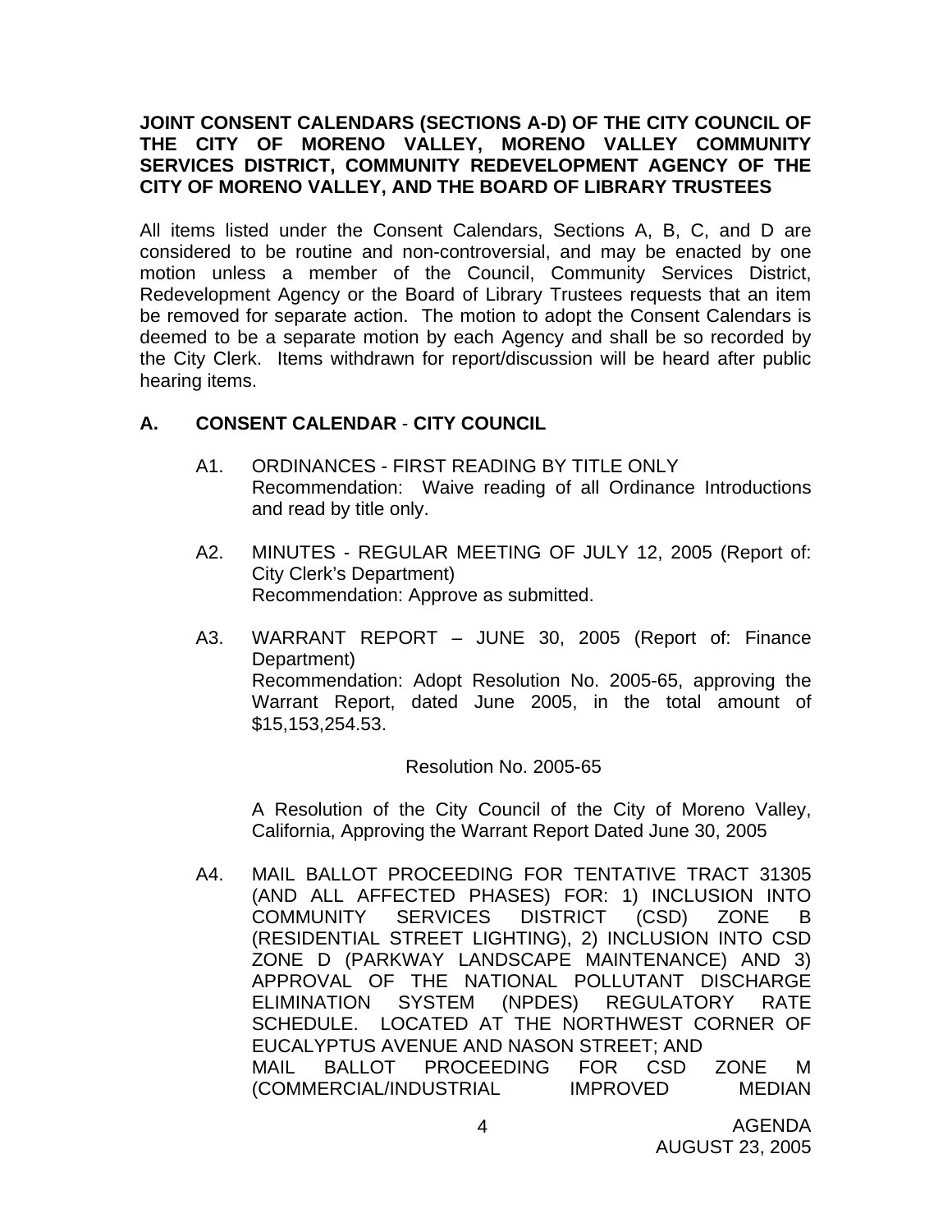**JOINT CONSENT CALENDARS (SECTIONS A-D) OF THE CITY COUNCIL OF THE CITY OF MORENO VALLEY, MORENO VALLEY COMMUNITY SERVICES DISTRICT, COMMUNITY REDEVELOPMENT AGENCY OF THE CITY OF MORENO VALLEY, AND THE BOARD OF LIBRARY TRUSTEES**

All items listed under the Consent Calendars, Sections A, B, C, and D are considered to be routine and non-controversial, and may be enacted by one motion unless a member of the Council, Community Services District, Redevelopment Agency or the Board of Library Trustees requests that an item be removed for separate action. The motion to adopt the Consent Calendars is deemed to be a separate motion by each Agency and shall be so recorded by the City Clerk. Items withdrawn for report/discussion will be heard after public hearing items.

## A. CONSENT CALENDAR - CITY COUNCIL

A1. ORDINANCES - FIRST READING BY TITLE ONLY
Recommendation: Waive reading of all Ordinance Introductions and read by title only.

A2. MINUTES - REGULAR MEETING OF JULY 12, 2005 (Report of: City Clerk's Department)
Recommendation: Approve as submitted.

A3. WARRANT REPORT – JUNE 30, 2005 (Report of: Finance Department)
Recommendation: Adopt Resolution No. 2005-65, approving the Warrant Report, dated June 2005, in the total amount of $15,153,254.53.

Resolution No. 2005-65

A Resolution of the City Council of the City of Moreno Valley, California, Approving the Warrant Report Dated June 30, 2005

A4. MAIL BALLOT PROCEEDING FOR TENTATIVE TRACT 31305 (AND ALL AFFECTED PHASES) FOR: 1) INCLUSION INTO COMMUNITY SERVICES DISTRICT (CSD) ZONE B (RESIDENTIAL STREET LIGHTING), 2) INCLUSION INTO CSD ZONE D (PARKWAY LANDSCAPE MAINTENANCE) AND 3) APPROVAL OF THE NATIONAL POLLUTANT DISCHARGE ELIMINATION SYSTEM (NPDES) REGULATORY RATE SCHEDULE. LOCATED AT THE NORTHWEST CORNER OF EUCALYPTUS AVENUE AND NASON STREET; AND
MAIL BALLOT PROCEEDING FOR CSD ZONE M (COMMERCIAL/INDUSTRIAL IMPROVED MEDIAN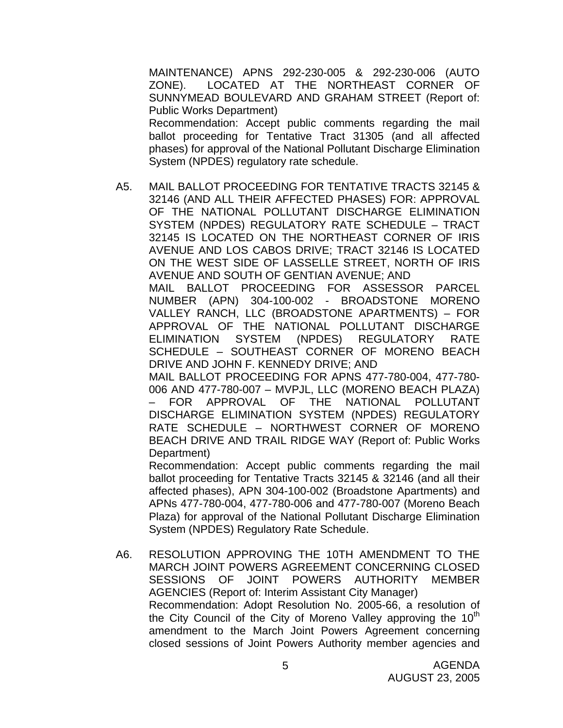MAINTENANCE) APNS 292-230-005 & 292-230-006 (AUTO ZONE). LOCATED AT THE NORTHEAST CORNER OF SUNNYMEAD BOULEVARD AND GRAHAM STREET (Report of: Public Works Department)

Recommendation: Accept public comments regarding the mail ballot proceeding for Tentative Tract 31305 (and all affected phases) for approval of the National Pollutant Discharge Elimination System (NPDES) regulatory rate schedule.

A5. MAIL BALLOT PROCEEDING FOR TENTATIVE TRACTS 32145 & 32146 (AND ALL THEIR AFFECTED PHASES) FOR: APPROVAL OF THE NATIONAL POLLUTANT DISCHARGE ELIMINATION SYSTEM (NPDES) REGULATORY RATE SCHEDULE – TRACT 32145 IS LOCATED ON THE NORTHEAST CORNER OF IRIS AVENUE AND LOS CABOS DRIVE; TRACT 32146 IS LOCATED ON THE WEST SIDE OF LASSELLE STREET, NORTH OF IRIS AVENUE AND SOUTH OF GENTIAN AVENUE; AND

MAIL BALLOT PROCEEDING FOR ASSESSOR PARCEL NUMBER (APN) 304-100-002 - BROADSTONE MORENO VALLEY RANCH, LLC (BROADSTONE APARTMENTS) – FOR APPROVAL OF THE NATIONAL POLLUTANT DISCHARGE ELIMINATION SYSTEM (NPDES) REGULATORY RATE SCHEDULE – SOUTHEAST CORNER OF MORENO BEACH DRIVE AND JOHN F. KENNEDY DRIVE; AND

MAIL BALLOT PROCEEDING FOR APNS 477-780-004, 477-780-006 AND 477-780-007 – MVPJL, LLC (MORENO BEACH PLAZA) – FOR APPROVAL OF THE NATIONAL POLLUTANT DISCHARGE ELIMINATION SYSTEM (NPDES) REGULATORY RATE SCHEDULE – NORTHWEST CORNER OF MORENO BEACH DRIVE AND TRAIL RIDGE WAY (Report of: Public Works Department)

Recommendation: Accept public comments regarding the mail ballot proceeding for Tentative Tracts 32145 & 32146 (and all their affected phases), APN 304-100-002 (Broadstone Apartments) and APNs 477-780-004, 477-780-006 and 477-780-007 (Moreno Beach Plaza) for approval of the National Pollutant Discharge Elimination System (NPDES) Regulatory Rate Schedule.

A6. RESOLUTION APPROVING THE 10TH AMENDMENT TO THE MARCH JOINT POWERS AGREEMENT CONCERNING CLOSED SESSIONS OF JOINT POWERS AUTHORITY MEMBER AGENCIES (Report of: Interim Assistant City Manager)

Recommendation: Adopt Resolution No. 2005-66, a resolution of the City Council of the City of Moreno Valley approving the 10th amendment to the March Joint Powers Agreement concerning closed sessions of Joint Powers Authority member agencies and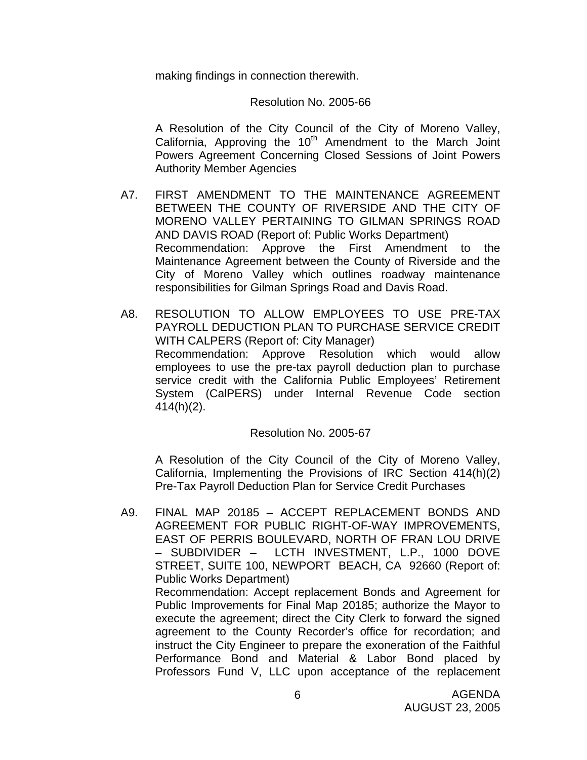making findings in connection therewith.

Resolution No. 2005-66

A Resolution of the City Council of the City of Moreno Valley, California, Approving the 10th Amendment to the March Joint Powers Agreement Concerning Closed Sessions of Joint Powers Authority Member Agencies

A7. FIRST AMENDMENT TO THE MAINTENANCE AGREEMENT BETWEEN THE COUNTY OF RIVERSIDE AND THE CITY OF MORENO VALLEY PERTAINING TO GILMAN SPRINGS ROAD AND DAVIS ROAD (Report of: Public Works Department)
Recommendation: Approve the First Amendment to the Maintenance Agreement between the County of Riverside and the City of Moreno Valley which outlines roadway maintenance responsibilities for Gilman Springs Road and Davis Road.

A8. RESOLUTION TO ALLOW EMPLOYEES TO USE PRE-TAX PAYROLL DEDUCTION PLAN TO PURCHASE SERVICE CREDIT WITH CALPERS (Report of: City Manager)
Recommendation: Approve Resolution which would allow employees to use the pre-tax payroll deduction plan to purchase service credit with the California Public Employees' Retirement System (CalPERS) under Internal Revenue Code section 414(h)(2).

Resolution No. 2005-67

A Resolution of the City Council of the City of Moreno Valley, California, Implementing the Provisions of IRC Section 414(h)(2) Pre-Tax Payroll Deduction Plan for Service Credit Purchases

A9. FINAL MAP 20185 – ACCEPT REPLACEMENT BONDS AND AGREEMENT FOR PUBLIC RIGHT-OF-WAY IMPROVEMENTS, EAST OF PERRIS BOULEVARD, NORTH OF FRAN LOU DRIVE – SUBDIVIDER – LCTH INVESTMENT, L.P., 1000 DOVE STREET, SUITE 100, NEWPORT BEACH, CA 92660 (Report of: Public Works Department)
Recommendation: Accept replacement Bonds and Agreement for Public Improvements for Final Map 20185; authorize the Mayor to execute the agreement; direct the City Clerk to forward the signed agreement to the County Recorder's office for recordation; and instruct the City Engineer to prepare the exoneration of the Faithful Performance Bond and Material & Labor Bond placed by Professors Fund V, LLC upon acceptance of the replacement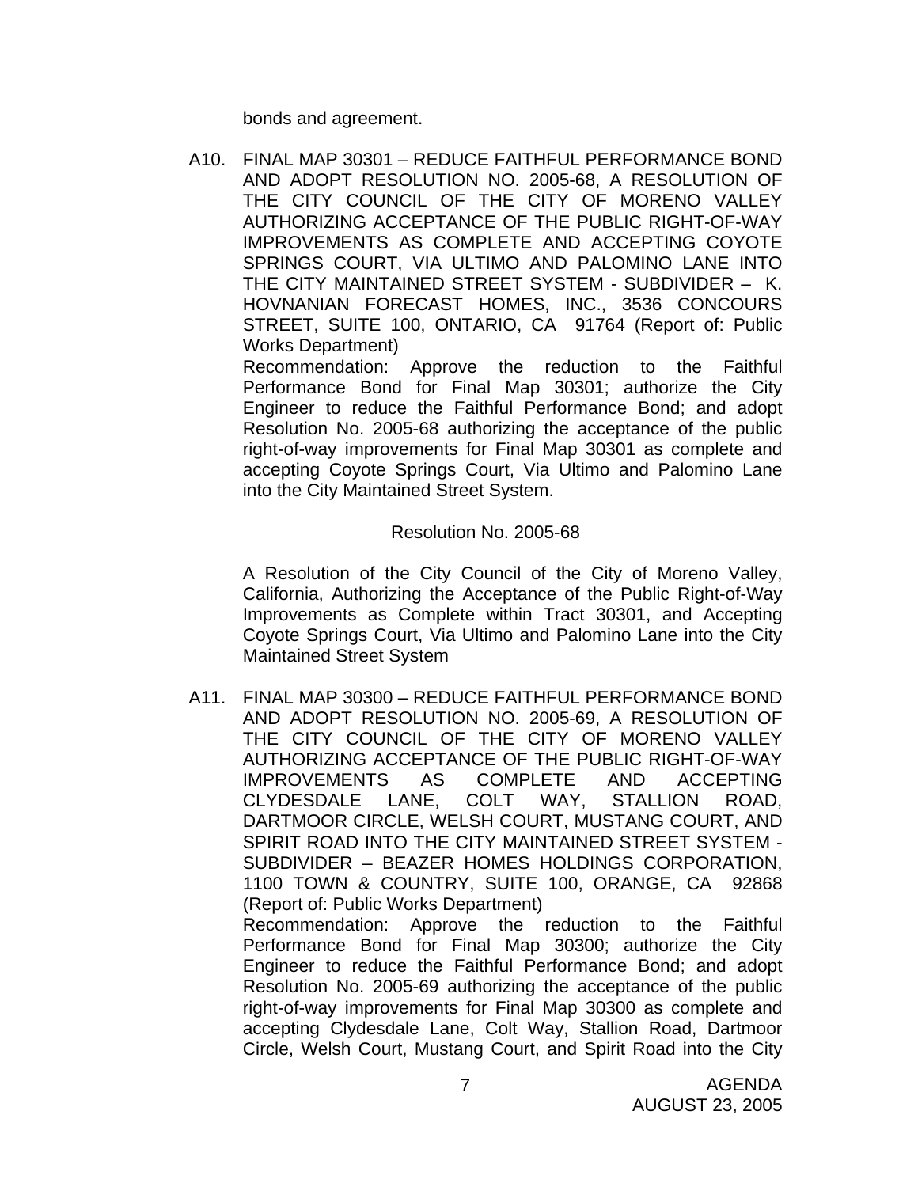bonds and agreement.

A10. FINAL MAP 30301 – REDUCE FAITHFUL PERFORMANCE BOND AND ADOPT RESOLUTION NO. 2005-68, A RESOLUTION OF THE CITY COUNCIL OF THE CITY OF MORENO VALLEY AUTHORIZING ACCEPTANCE OF THE PUBLIC RIGHT-OF-WAY IMPROVEMENTS AS COMPLETE AND ACCEPTING COYOTE SPRINGS COURT, VIA ULTIMO AND PALOMINO LANE INTO THE CITY MAINTAINED STREET SYSTEM - SUBDIVIDER – K. HOVNANIAN FORECAST HOMES, INC., 3536 CONCOURS STREET, SUITE 100, ONTARIO, CA 91764 (Report of: Public Works Department)

Recommendation: Approve the reduction to the Faithful Performance Bond for Final Map 30301; authorize the City Engineer to reduce the Faithful Performance Bond; and adopt Resolution No. 2005-68 authorizing the acceptance of the public right-of-way improvements for Final Map 30301 as complete and accepting Coyote Springs Court, Via Ultimo and Palomino Lane into the City Maintained Street System.

Resolution No. 2005-68

A Resolution of the City Council of the City of Moreno Valley, California, Authorizing the Acceptance of the Public Right-of-Way Improvements as Complete within Tract 30301, and Accepting Coyote Springs Court, Via Ultimo and Palomino Lane into the City Maintained Street System

A11. FINAL MAP 30300 – REDUCE FAITHFUL PERFORMANCE BOND AND ADOPT RESOLUTION NO. 2005-69, A RESOLUTION OF THE CITY COUNCIL OF THE CITY OF MORENO VALLEY AUTHORIZING ACCEPTANCE OF THE PUBLIC RIGHT-OF-WAY IMPROVEMENTS AS COMPLETE AND ACCEPTING CLYDESDALE LANE, COLT WAY, STALLION ROAD, DARTMOOR CIRCLE, WELSH COURT, MUSTANG COURT, AND SPIRIT ROAD INTO THE CITY MAINTAINED STREET SYSTEM - SUBDIVIDER – BEAZER HOMES HOLDINGS CORPORATION, 1100 TOWN & COUNTRY, SUITE 100, ORANGE, CA 92868 (Report of: Public Works Department)

Recommendation: Approve the reduction to the Faithful Performance Bond for Final Map 30300; authorize the City Engineer to reduce the Faithful Performance Bond; and adopt Resolution No. 2005-69 authorizing the acceptance of the public right-of-way improvements for Final Map 30300 as complete and accepting Clydesdale Lane, Colt Way, Stallion Road, Dartmoor Circle, Welsh Court, Mustang Court, and Spirit Road into the City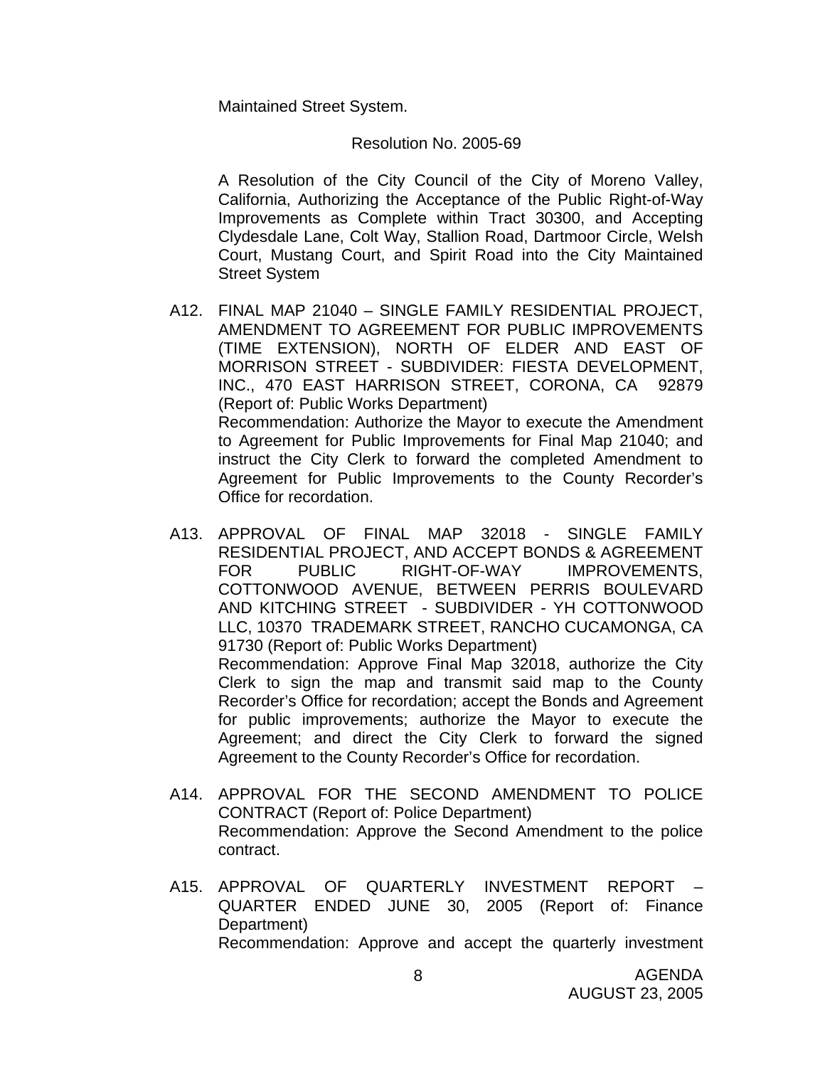Maintained Street System.

Resolution No. 2005-69

A Resolution of the City Council of the City of Moreno Valley, California, Authorizing the Acceptance of the Public Right-of-Way Improvements as Complete within Tract 30300, and Accepting Clydesdale Lane, Colt Way, Stallion Road, Dartmoor Circle, Welsh Court, Mustang Court, and Spirit Road into the City Maintained Street System

A12. FINAL MAP 21040 – SINGLE FAMILY RESIDENTIAL PROJECT, AMENDMENT TO AGREEMENT FOR PUBLIC IMPROVEMENTS (TIME EXTENSION), NORTH OF ELDER AND EAST OF MORRISON STREET - SUBDIVIDER: FIESTA DEVELOPMENT, INC., 470 EAST HARRISON STREET, CORONA, CA 92879 (Report of: Public Works Department)
Recommendation: Authorize the Mayor to execute the Amendment to Agreement for Public Improvements for Final Map 21040; and instruct the City Clerk to forward the completed Amendment to Agreement for Public Improvements to the County Recorder's Office for recordation.

A13. APPROVAL OF FINAL MAP 32018 - SINGLE FAMILY RESIDENTIAL PROJECT, AND ACCEPT BONDS & AGREEMENT FOR PUBLIC RIGHT-OF-WAY IMPROVEMENTS, COTTONWOOD AVENUE, BETWEEN PERRIS BOULEVARD AND KITCHING STREET - SUBDIVIDER - YH COTTONWOOD LLC, 10370 TRADEMARK STREET, RANCHO CUCAMONGA, CA 91730 (Report of: Public Works Department)
Recommendation: Approve Final Map 32018, authorize the City Clerk to sign the map and transmit said map to the County Recorder's Office for recordation; accept the Bonds and Agreement for public improvements; authorize the Mayor to execute the Agreement; and direct the City Clerk to forward the signed Agreement to the County Recorder's Office for recordation.

A14. APPROVAL FOR THE SECOND AMENDMENT TO POLICE CONTRACT (Report of: Police Department)
Recommendation: Approve the Second Amendment to the police contract.

A15. APPROVAL OF QUARTERLY INVESTMENT REPORT – QUARTER ENDED JUNE 30, 2005 (Report of: Finance Department)
Recommendation: Approve and accept the quarterly investment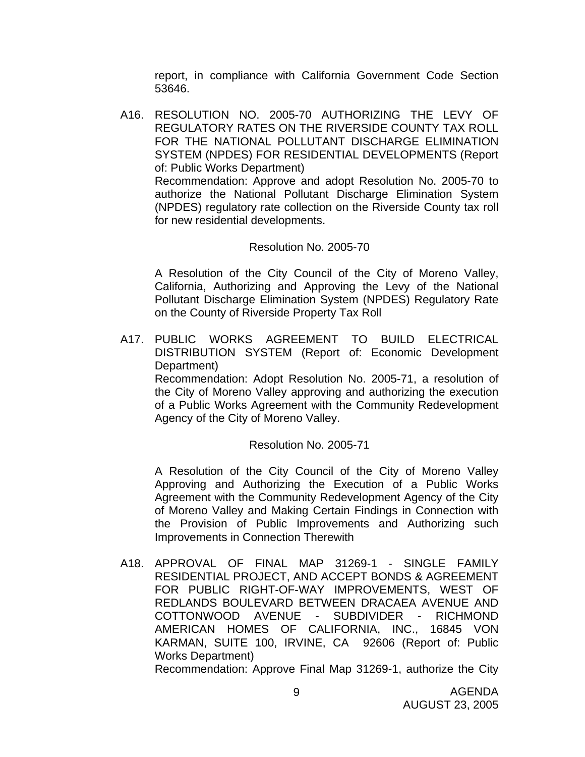report, in compliance with California Government Code Section 53646.

A16. RESOLUTION NO. 2005-70 AUTHORIZING THE LEVY OF REGULATORY RATES ON THE RIVERSIDE COUNTY TAX ROLL FOR THE NATIONAL POLLUTANT DISCHARGE ELIMINATION SYSTEM (NPDES) FOR RESIDENTIAL DEVELOPMENTS (Report of: Public Works Department)
Recommendation: Approve and adopt Resolution No. 2005-70 to authorize the National Pollutant Discharge Elimination System (NPDES) regulatory rate collection on the Riverside County tax roll for new residential developments.

Resolution No. 2005-70

A Resolution of the City Council of the City of Moreno Valley, California, Authorizing and Approving the Levy of the National Pollutant Discharge Elimination System (NPDES) Regulatory Rate on the County of Riverside Property Tax Roll

A17. PUBLIC WORKS AGREEMENT TO BUILD ELECTRICAL DISTRIBUTION SYSTEM (Report of: Economic Development Department)
Recommendation: Adopt Resolution No. 2005-71, a resolution of the City of Moreno Valley approving and authorizing the execution of a Public Works Agreement with the Community Redevelopment Agency of the City of Moreno Valley.

Resolution No. 2005-71

A Resolution of the City Council of the City of Moreno Valley Approving and Authorizing the Execution of a Public Works Agreement with the Community Redevelopment Agency of the City of Moreno Valley and Making Certain Findings in Connection with the Provision of Public Improvements and Authorizing such Improvements in Connection Therewith

A18. APPROVAL OF FINAL MAP 31269-1 - SINGLE FAMILY RESIDENTIAL PROJECT, AND ACCEPT BONDS & AGREEMENT FOR PUBLIC RIGHT-OF-WAY IMPROVEMENTS, WEST OF REDLANDS BOULEVARD BETWEEN DRACAEA AVENUE AND COTTONWOOD AVENUE - SUBDIVIDER - RICHMOND AMERICAN HOMES OF CALIFORNIA, INC., 16845 VON KARMAN, SUITE 100, IRVINE, CA 92606 (Report of: Public Works Department)
Recommendation: Approve Final Map 31269-1, authorize the City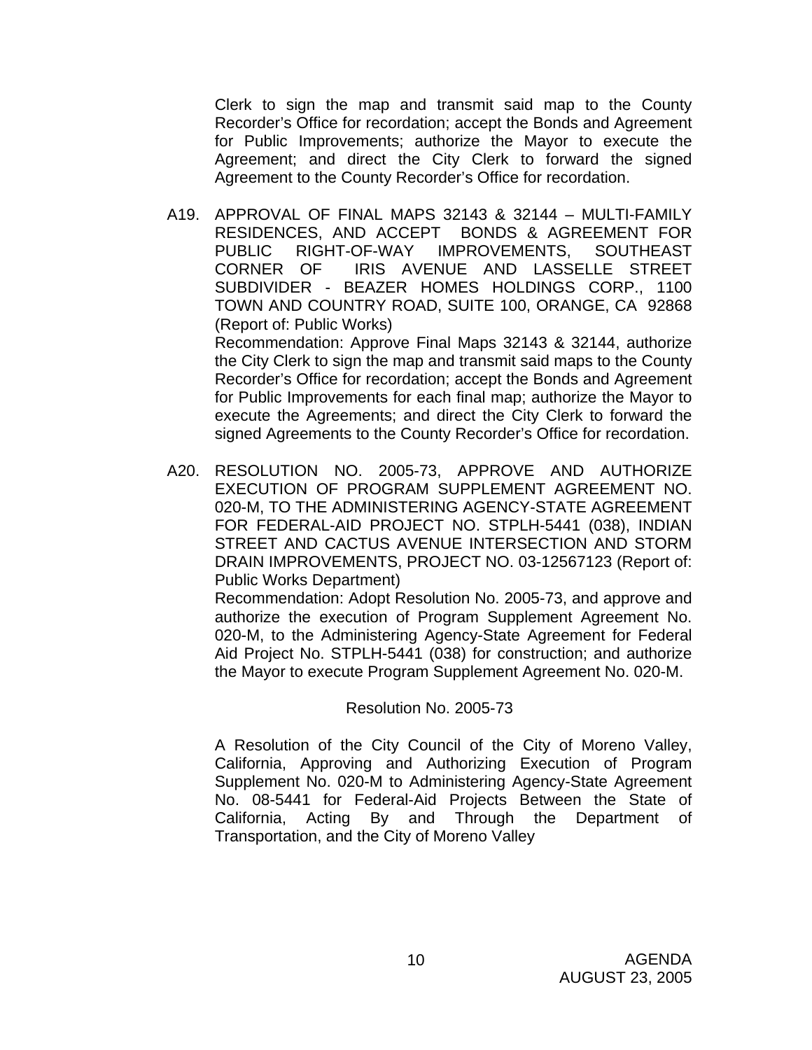Clerk to sign the map and transmit said map to the County Recorder's Office for recordation; accept the Bonds and Agreement for Public Improvements; authorize the Mayor to execute the Agreement; and direct the City Clerk to forward the signed Agreement to the County Recorder's Office for recordation.

A19. APPROVAL OF FINAL MAPS 32143 & 32144 – MULTI-FAMILY RESIDENCES, AND ACCEPT BONDS & AGREEMENT FOR PUBLIC RIGHT-OF-WAY IMPROVEMENTS, SOUTHEAST CORNER OF IRIS AVENUE AND LASSELLE STREET SUBDIVIDER - BEAZER HOMES HOLDINGS CORP., 1100 TOWN AND COUNTRY ROAD, SUITE 100, ORANGE, CA 92868 (Report of: Public Works)

Recommendation: Approve Final Maps 32143 & 32144, authorize the City Clerk to sign the map and transmit said maps to the County Recorder's Office for recordation; accept the Bonds and Agreement for Public Improvements for each final map; authorize the Mayor to execute the Agreements; and direct the City Clerk to forward the signed Agreements to the County Recorder's Office for recordation.

A20. RESOLUTION NO. 2005-73, APPROVE AND AUTHORIZE EXECUTION OF PROGRAM SUPPLEMENT AGREEMENT NO. 020-M, TO THE ADMINISTERING AGENCY-STATE AGREEMENT FOR FEDERAL-AID PROJECT NO. STPLH-5441 (038), INDIAN STREET AND CACTUS AVENUE INTERSECTION AND STORM DRAIN IMPROVEMENTS, PROJECT NO. 03-12567123 (Report of: Public Works Department)

Recommendation: Adopt Resolution No. 2005-73, and approve and authorize the execution of Program Supplement Agreement No. 020-M, to the Administering Agency-State Agreement for Federal Aid Project No. STPLH-5441 (038) for construction; and authorize the Mayor to execute Program Supplement Agreement No. 020-M.

Resolution No. 2005-73

A Resolution of the City Council of the City of Moreno Valley, California, Approving and Authorizing Execution of Program Supplement No. 020-M to Administering Agency-State Agreement No. 08-5441 for Federal-Aid Projects Between the State of California, Acting By and Through the Department of Transportation, and the City of Moreno Valley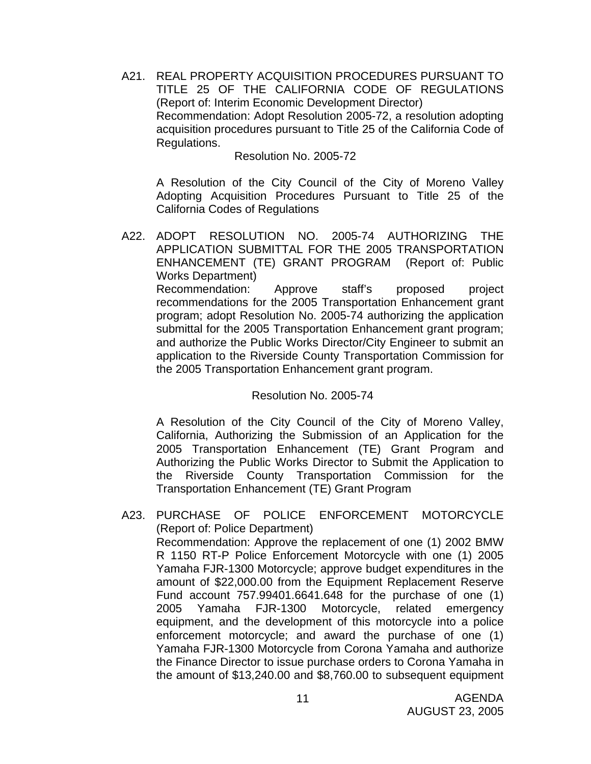A21. REAL PROPERTY ACQUISITION PROCEDURES PURSUANT TO TITLE 25 OF THE CALIFORNIA CODE OF REGULATIONS (Report of: Interim Economic Development Director)
Recommendation: Adopt Resolution 2005-72, a resolution adopting acquisition procedures pursuant to Title 25 of the California Code of Regulations.

Resolution No. 2005-72

A Resolution of the City Council of the City of Moreno Valley Adopting Acquisition Procedures Pursuant to Title 25 of the California Codes of Regulations

A22. ADOPT RESOLUTION NO. 2005-74 AUTHORIZING THE APPLICATION SUBMITTAL FOR THE 2005 TRANSPORTATION ENHANCEMENT (TE) GRANT PROGRAM (Report of: Public Works Department)
Recommendation: Approve staff's proposed project recommendations for the 2005 Transportation Enhancement grant program; adopt Resolution No. 2005-74 authorizing the application submittal for the 2005 Transportation Enhancement grant program; and authorize the Public Works Director/City Engineer to submit an application to the Riverside County Transportation Commission for the 2005 Transportation Enhancement grant program.

Resolution No. 2005-74

A Resolution of the City Council of the City of Moreno Valley, California, Authorizing the Submission of an Application for the 2005 Transportation Enhancement (TE) Grant Program and Authorizing the Public Works Director to Submit the Application to the Riverside County Transportation Commission for the Transportation Enhancement (TE) Grant Program

A23. PURCHASE OF POLICE ENFORCEMENT MOTORCYCLE (Report of: Police Department)
Recommendation: Approve the replacement of one (1) 2002 BMW R 1150 RT-P Police Enforcement Motorcycle with one (1) 2005 Yamaha FJR-1300 Motorcycle; approve budget expenditures in the amount of $22,000.00 from the Equipment Replacement Reserve Fund account 757.99401.6641.648 for the purchase of one (1) 2005 Yamaha FJR-1300 Motorcycle, related emergency equipment, and the development of this motorcycle into a police enforcement motorcycle; and award the purchase of one (1) Yamaha FJR-1300 Motorcycle from Corona Yamaha and authorize the Finance Director to issue purchase orders to Corona Yamaha in the amount of $13,240.00 and $8,760.00 to subsequent equipment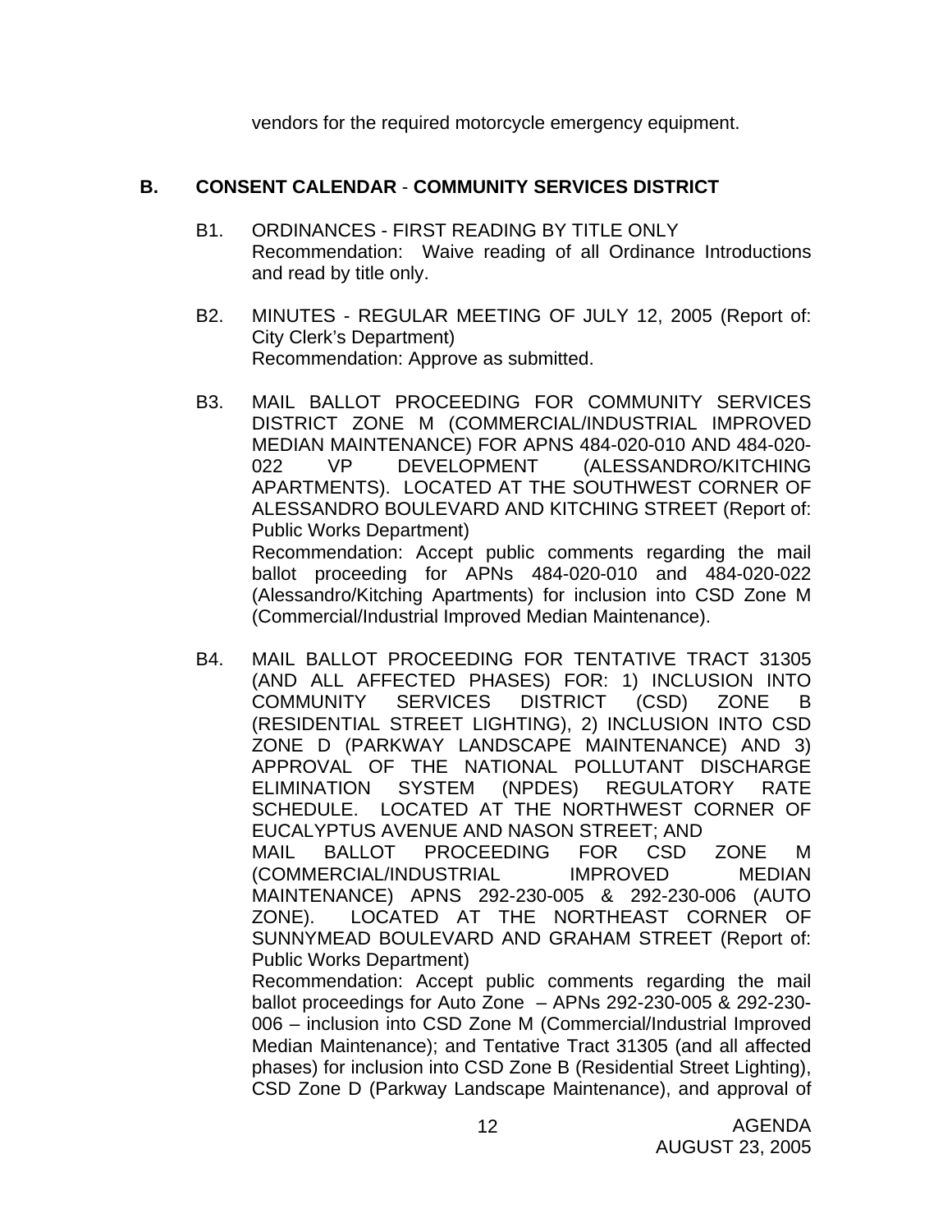vendors for the required motorcycle emergency equipment.

## B. CONSENT CALENDAR - COMMUNITY SERVICES DISTRICT

B1. ORDINANCES - FIRST READING BY TITLE ONLY
Recommendation: Waive reading of all Ordinance Introductions and read by title only.

B2. MINUTES - REGULAR MEETING OF JULY 12, 2005 (Report of: City Clerk's Department)
Recommendation: Approve as submitted.

B3. MAIL BALLOT PROCEEDING FOR COMMUNITY SERVICES DISTRICT ZONE M (COMMERCIAL/INDUSTRIAL IMPROVED MEDIAN MAINTENANCE) FOR APNS 484-020-010 AND 484-020-022 VP DEVELOPMENT (ALESSANDRO/KITCHING APARTMENTS). LOCATED AT THE SOUTHWEST CORNER OF ALESSANDRO BOULEVARD AND KITCHING STREET (Report of: Public Works Department)
Recommendation: Accept public comments regarding the mail ballot proceeding for APNs 484-020-010 and 484-020-022 (Alessandro/Kitching Apartments) for inclusion into CSD Zone M (Commercial/Industrial Improved Median Maintenance).

B4. MAIL BALLOT PROCEEDING FOR TENTATIVE TRACT 31305 (AND ALL AFFECTED PHASES) FOR: 1) INCLUSION INTO COMMUNITY SERVICES DISTRICT (CSD) ZONE B (RESIDENTIAL STREET LIGHTING), 2) INCLUSION INTO CSD ZONE D (PARKWAY LANDSCAPE MAINTENANCE) AND 3) APPROVAL OF THE NATIONAL POLLUTANT DISCHARGE ELIMINATION SYSTEM (NPDES) REGULATORY RATE SCHEDULE. LOCATED AT THE NORTHWEST CORNER OF EUCALYPTUS AVENUE AND NASON STREET; AND
MAIL BALLOT PROCEEDING FOR CSD ZONE M (COMMERCIAL/INDUSTRIAL IMPROVED MEDIAN MAINTENANCE) APNS 292-230-005 & 292-230-006 (AUTO ZONE). LOCATED AT THE NORTHEAST CORNER OF SUNNYMEAD BOULEVARD AND GRAHAM STREET (Report of: Public Works Department)
Recommendation: Accept public comments regarding the mail ballot proceedings for Auto Zone – APNs 292-230-005 & 292-230-006 – inclusion into CSD Zone M (Commercial/Industrial Improved Median Maintenance); and Tentative Tract 31305 (and all affected phases) for inclusion into CSD Zone B (Residential Street Lighting), CSD Zone D (Parkway Landscape Maintenance), and approval of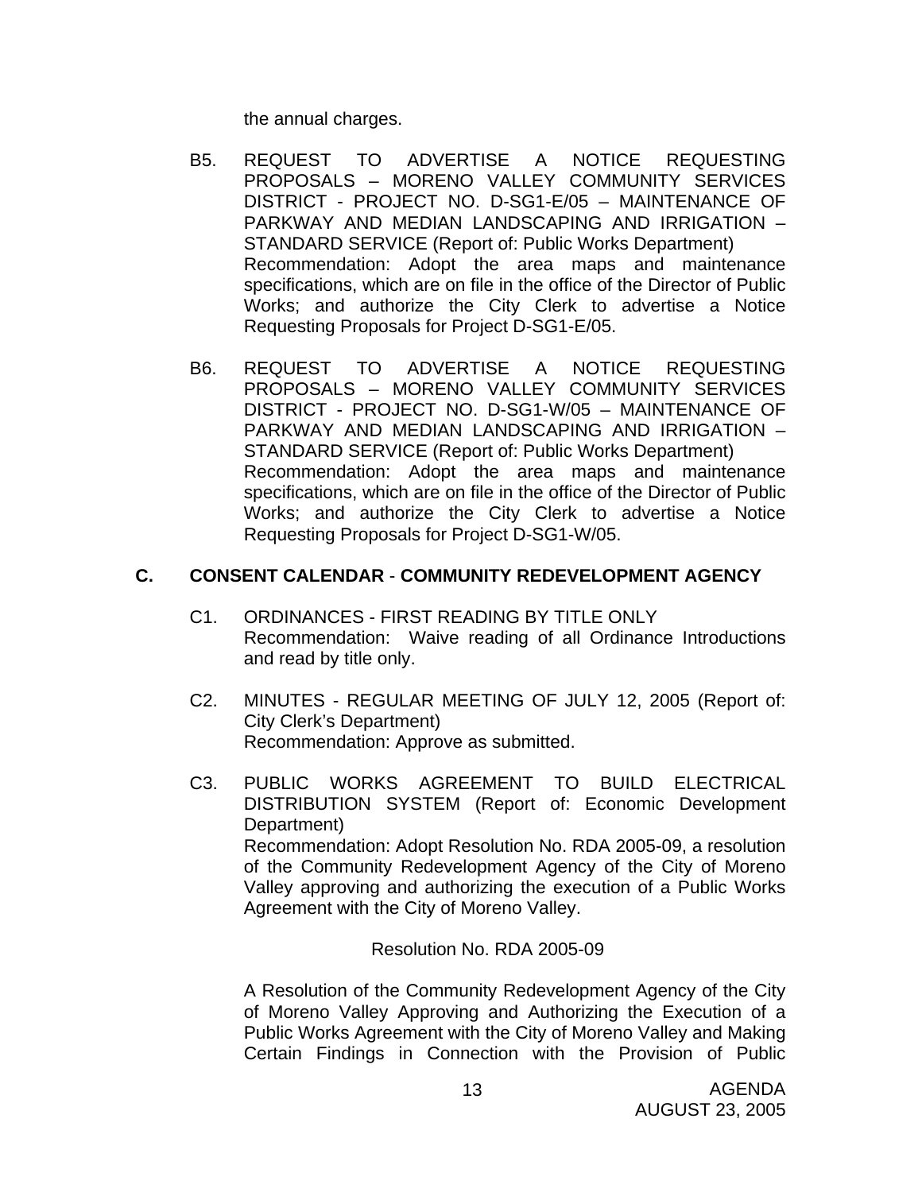the annual charges.

B5. REQUEST TO ADVERTISE A NOTICE REQUESTING PROPOSALS – MORENO VALLEY COMMUNITY SERVICES DISTRICT - PROJECT NO. D-SG1-E/05 – MAINTENANCE OF PARKWAY AND MEDIAN LANDSCAPING AND IRRIGATION – STANDARD SERVICE (Report of: Public Works Department)
Recommendation: Adopt the area maps and maintenance specifications, which are on file in the office of the Director of Public Works; and authorize the City Clerk to advertise a Notice Requesting Proposals for Project D-SG1-E/05.

B6. REQUEST TO ADVERTISE A NOTICE REQUESTING PROPOSALS – MORENO VALLEY COMMUNITY SERVICES DISTRICT - PROJECT NO. D-SG1-W/05 – MAINTENANCE OF PARKWAY AND MEDIAN LANDSCAPING AND IRRIGATION – STANDARD SERVICE (Report of: Public Works Department)
Recommendation: Adopt the area maps and maintenance specifications, which are on file in the office of the Director of Public Works; and authorize the City Clerk to advertise a Notice Requesting Proposals for Project D-SG1-W/05.

## C. CONSENT CALENDAR - COMMUNITY REDEVELOPMENT AGENCY

C1. ORDINANCES - FIRST READING BY TITLE ONLY
Recommendation: Waive reading of all Ordinance Introductions and read by title only.

C2. MINUTES - REGULAR MEETING OF JULY 12, 2005 (Report of: City Clerk's Department)
Recommendation: Approve as submitted.

C3. PUBLIC WORKS AGREEMENT TO BUILD ELECTRICAL DISTRIBUTION SYSTEM (Report of: Economic Development Department)
Recommendation: Adopt Resolution No. RDA 2005-09, a resolution of the Community Redevelopment Agency of the City of Moreno Valley approving and authorizing the execution of a Public Works Agreement with the City of Moreno Valley.

Resolution No. RDA 2005-09

A Resolution of the Community Redevelopment Agency of the City of Moreno Valley Approving and Authorizing the Execution of a Public Works Agreement with the City of Moreno Valley and Making Certain Findings in Connection with the Provision of Public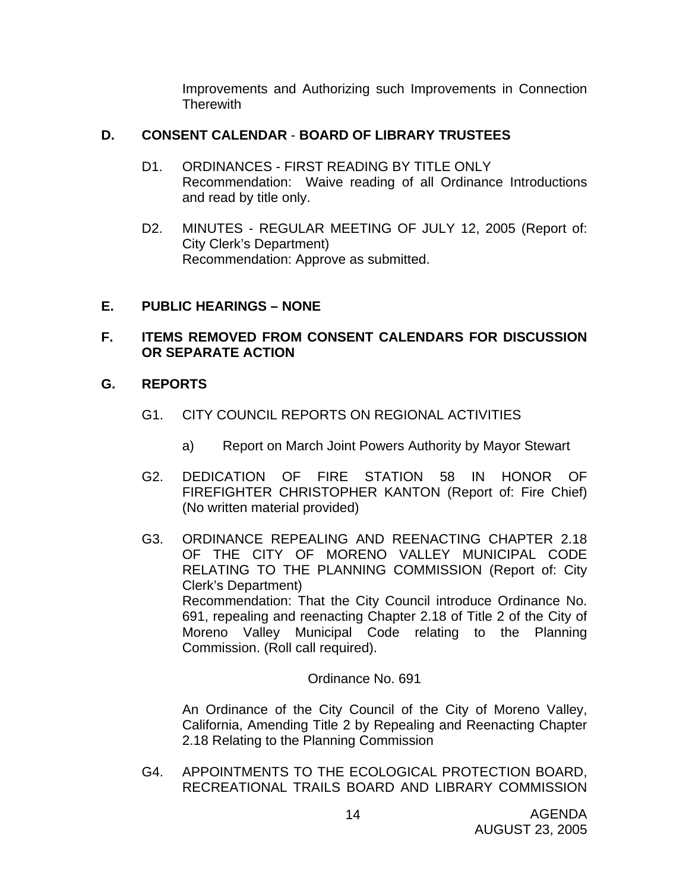Improvements and Authorizing such Improvements in Connection Therewith

**D. CONSENT CALENDAR - BOARD OF LIBRARY TRUSTEES**

D1. ORDINANCES - FIRST READING BY TITLE ONLY
Recommendation: Waive reading of all Ordinance Introductions and read by title only.

D2. MINUTES - REGULAR MEETING OF JULY 12, 2005 (Report of: City Clerk's Department)
Recommendation: Approve as submitted.

**E. PUBLIC HEARINGS – NONE**

**F. ITEMS REMOVED FROM CONSENT CALENDARS FOR DISCUSSION OR SEPARATE ACTION**

**G. REPORTS**

G1. CITY COUNCIL REPORTS ON REGIONAL ACTIVITIES

a) Report on March Joint Powers Authority by Mayor Stewart

G2. DEDICATION OF FIRE STATION 58 IN HONOR OF FIREFIGHTER CHRISTOPHER KANTON (Report of: Fire Chief) (No written material provided)

G3. ORDINANCE REPEALING AND REENACTING CHAPTER 2.18 OF THE CITY OF MORENO VALLEY MUNICIPAL CODE RELATING TO THE PLANNING COMMISSION (Report of: City Clerk's Department)
Recommendation: That the City Council introduce Ordinance No. 691, repealing and reenacting Chapter 2.18 of Title 2 of the City of Moreno Valley Municipal Code relating to the Planning Commission. (Roll call required).

Ordinance No. 691

An Ordinance of the City Council of the City of Moreno Valley, California, Amending Title 2 by Repealing and Reenacting Chapter 2.18 Relating to the Planning Commission

G4. APPOINTMENTS TO THE ECOLOGICAL PROTECTION BOARD, RECREATIONAL TRAILS BOARD AND LIBRARY COMMISSION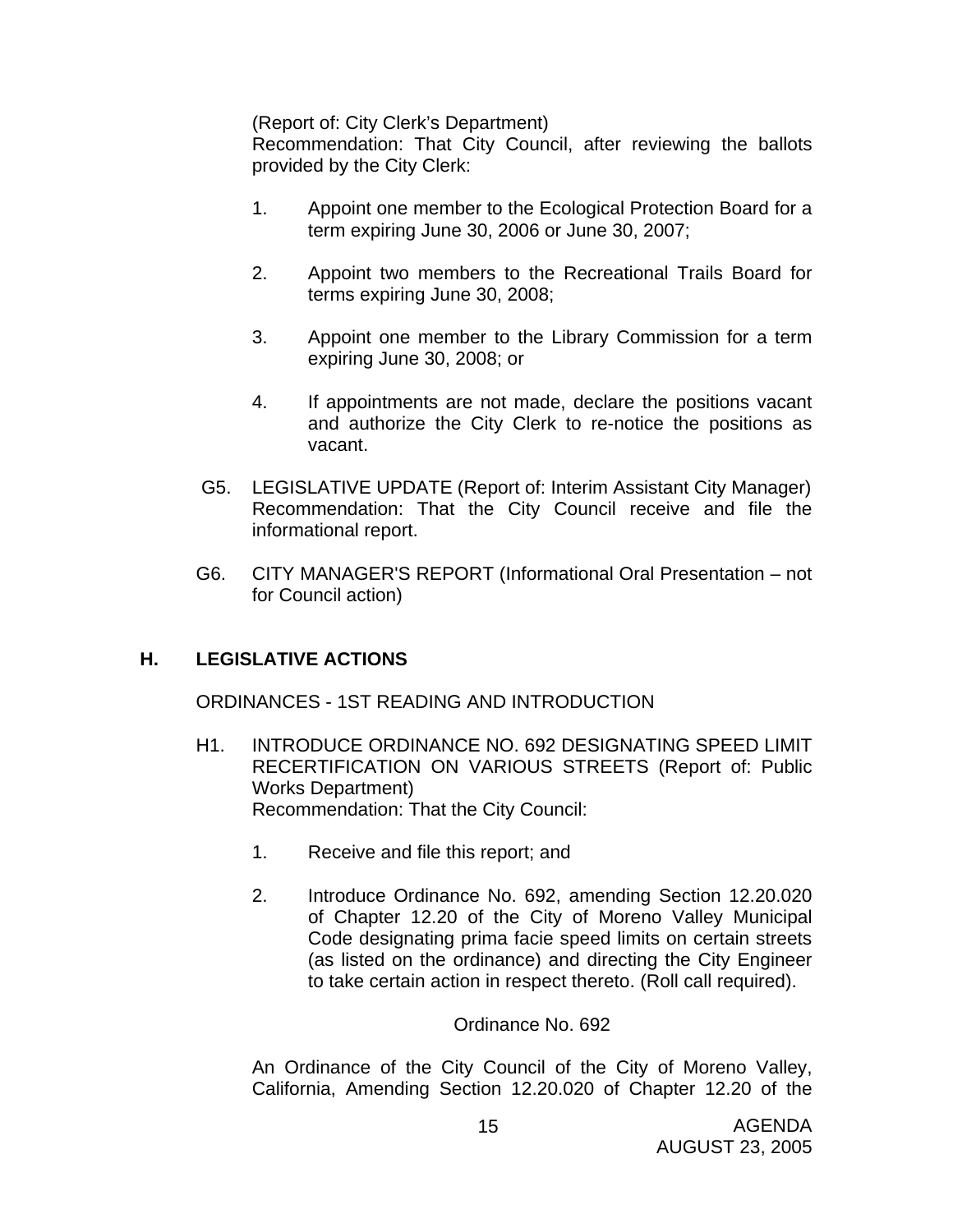(Report of: City Clerk's Department)
Recommendation: That City Council, after reviewing the ballots provided by the City Clerk:

1. Appoint one member to the Ecological Protection Board for a term expiring June 30, 2006 or June 30, 2007;

2. Appoint two members to the Recreational Trails Board for terms expiring June 30, 2008;

3. Appoint one member to the Library Commission for a term expiring June 30, 2008; or

4. If appointments are not made, declare the positions vacant and authorize the City Clerk to re-notice the positions as vacant.

G5. LEGISLATIVE UPDATE (Report of: Interim Assistant City Manager)
Recommendation: That the City Council receive and file the informational report.

G6. CITY MANAGER'S REPORT (Informational Oral Presentation – not for Council action)

## H. LEGISLATIVE ACTIONS

ORDINANCES - 1ST READING AND INTRODUCTION

H1. INTRODUCE ORDINANCE NO. 692 DESIGNATING SPEED LIMIT RECERTIFICATION ON VARIOUS STREETS (Report of: Public Works Department)
Recommendation: That the City Council:

1. Receive and file this report; and

2. Introduce Ordinance No. 692, amending Section 12.20.020 of Chapter 12.20 of the City of Moreno Valley Municipal Code designating prima facie speed limits on certain streets (as listed on the ordinance) and directing the City Engineer to take certain action in respect thereto. (Roll call required).

Ordinance No. 692

An Ordinance of the City Council of the City of Moreno Valley, California, Amending Section 12.20.020 of Chapter 12.20 of the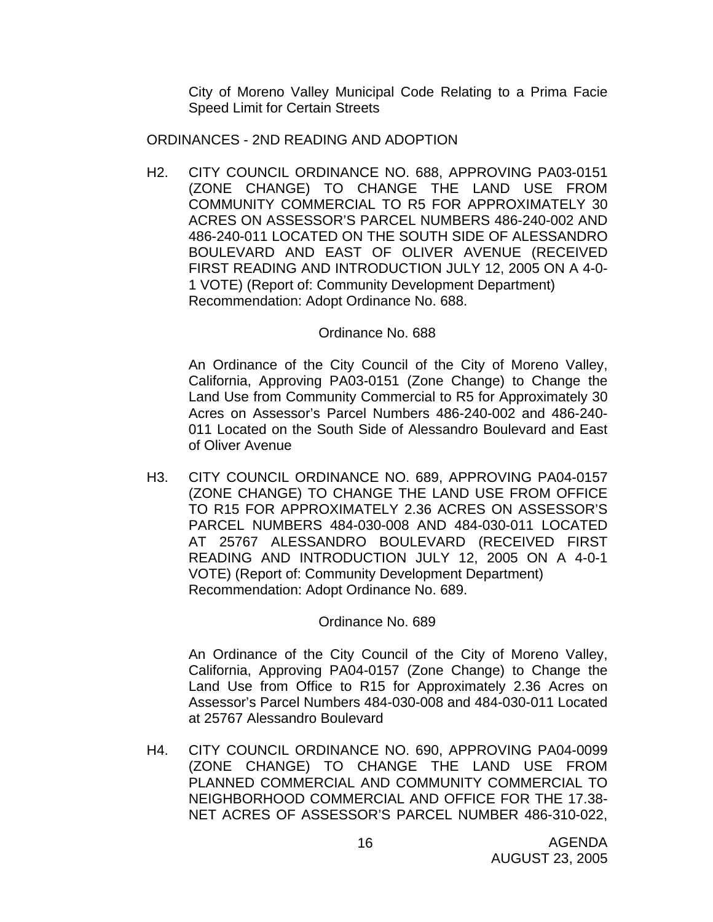City of Moreno Valley Municipal Code Relating to a Prima Facie Speed Limit for Certain Streets

ORDINANCES - 2ND READING AND ADOPTION

H2. CITY COUNCIL ORDINANCE NO. 688, APPROVING PA03-0151 (ZONE CHANGE) TO CHANGE THE LAND USE FROM COMMUNITY COMMERCIAL TO R5 FOR APPROXIMATELY 30 ACRES ON ASSESSOR'S PARCEL NUMBERS 486-240-002 AND 486-240-011 LOCATED ON THE SOUTH SIDE OF ALESSANDRO BOULEVARD AND EAST OF OLIVER AVENUE (RECEIVED FIRST READING AND INTRODUCTION JULY 12, 2005 ON A 4-0-1 VOTE) (Report of: Community Development Department)
Recommendation: Adopt Ordinance No. 688.

Ordinance No. 688

An Ordinance of the City Council of the City of Moreno Valley, California, Approving PA03-0151 (Zone Change) to Change the Land Use from Community Commercial to R5 for Approximately 30 Acres on Assessor's Parcel Numbers 486-240-002 and 486-240-011 Located on the South Side of Alessandro Boulevard and East of Oliver Avenue

H3. CITY COUNCIL ORDINANCE NO. 689, APPROVING PA04-0157 (ZONE CHANGE) TO CHANGE THE LAND USE FROM OFFICE TO R15 FOR APPROXIMATELY 2.36 ACRES ON ASSESSOR'S PARCEL NUMBERS 484-030-008 AND 484-030-011 LOCATED AT 25767 ALESSANDRO BOULEVARD (RECEIVED FIRST READING AND INTRODUCTION JULY 12, 2005 ON A 4-0-1 VOTE) (Report of: Community Development Department)
Recommendation: Adopt Ordinance No. 689.

Ordinance No. 689

An Ordinance of the City Council of the City of Moreno Valley, California, Approving PA04-0157 (Zone Change) to Change the Land Use from Office to R15 for Approximately 2.36 Acres on Assessor's Parcel Numbers 484-030-008 and 484-030-011 Located at 25767 Alessandro Boulevard

H4. CITY COUNCIL ORDINANCE NO. 690, APPROVING PA04-0099 (ZONE CHANGE) TO CHANGE THE LAND USE FROM PLANNED COMMERCIAL AND COMMUNITY COMMERCIAL TO NEIGHBORHOOD COMMERCIAL AND OFFICE FOR THE 17.38-NET ACRES OF ASSESSOR'S PARCEL NUMBER 486-310-022,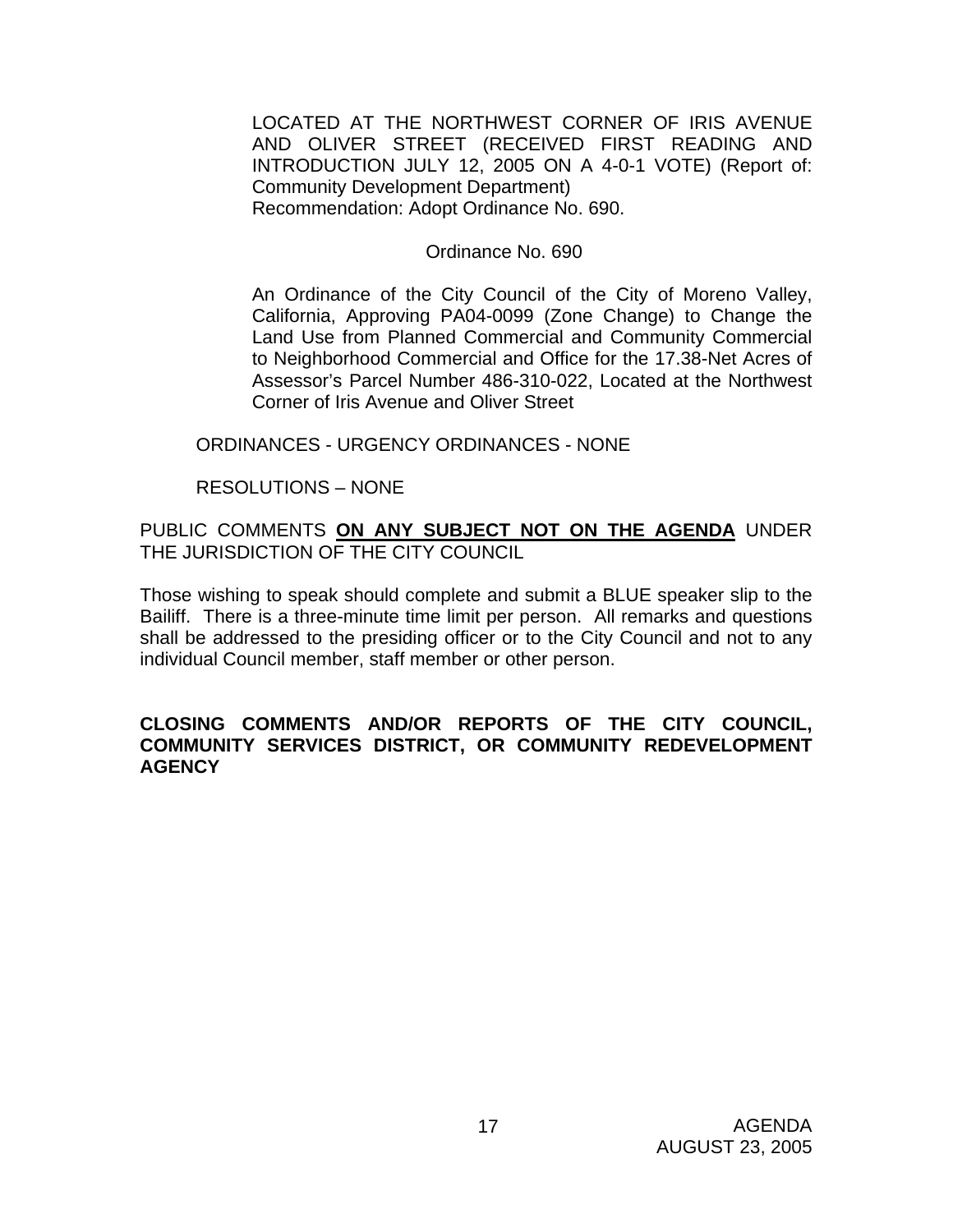LOCATED AT THE NORTHWEST CORNER OF IRIS AVENUE AND OLIVER STREET (RECEIVED FIRST READING AND INTRODUCTION JULY 12, 2005 ON A 4-0-1 VOTE) (Report of: Community Development Department)
Recommendation: Adopt Ordinance No. 690.

Ordinance No. 690

An Ordinance of the City Council of the City of Moreno Valley, California, Approving PA04-0099 (Zone Change) to Change the Land Use from Planned Commercial and Community Commercial to Neighborhood Commercial and Office for the 17.38-Net Acres of Assessor's Parcel Number 486-310-022, Located at the Northwest Corner of Iris Avenue and Oliver Street

ORDINANCES - URGENCY ORDINANCES - NONE

RESOLUTIONS – NONE

PUBLIC COMMENTS **ON ANY SUBJECT NOT ON THE AGENDA** UNDER THE JURISDICTION OF THE CITY COUNCIL

Those wishing to speak should complete and submit a BLUE speaker slip to the Bailiff. There is a three-minute time limit per person. All remarks and questions shall be addressed to the presiding officer or to the City Council and not to any individual Council member, staff member or other person.

**CLOSING COMMENTS AND/OR REPORTS OF THE CITY COUNCIL, COMMUNITY SERVICES DISTRICT, OR COMMUNITY REDEVELOPMENT AGENCY**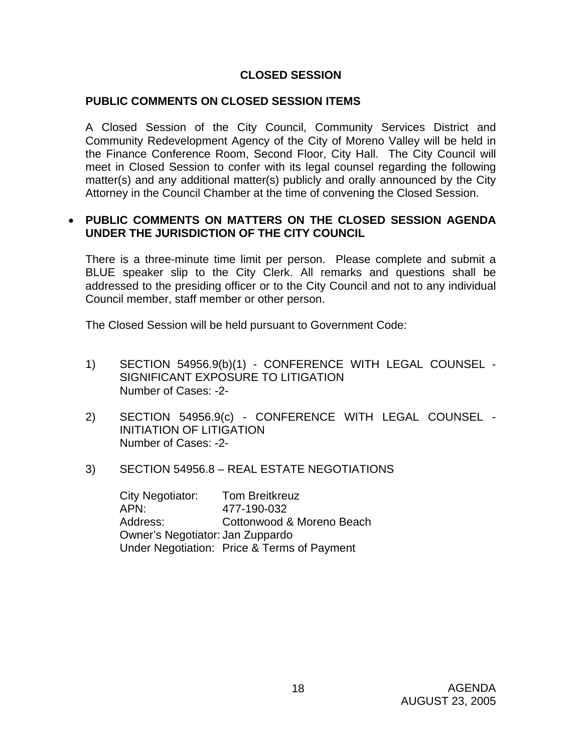## CLOSED SESSION

### PUBLIC COMMENTS ON CLOSED SESSION ITEMS

A Closed Session of the City Council, Community Services District and Community Redevelopment Agency of the City of Moreno Valley will be held in the Finance Conference Room, Second Floor, City Hall. The City Council will meet in Closed Session to confer with its legal counsel regarding the following matter(s) and any additional matter(s) publicly and orally announced by the City Attorney in the Council Chamber at the time of convening the Closed Session.

- **PUBLIC COMMENTS ON MATTERS ON THE CLOSED SESSION AGENDA UNDER THE JURISDICTION OF THE CITY COUNCIL**

There is a three-minute time limit per person. Please complete and submit a BLUE speaker slip to the City Clerk. All remarks and questions shall be addressed to the presiding officer or to the City Council and not to any individual Council member, staff member or other person.

The Closed Session will be held pursuant to Government Code:

1) SECTION 54956.9(b)(1) - CONFERENCE WITH LEGAL COUNSEL - SIGNIFICANT EXPOSURE TO LITIGATION
   Number of Cases: -2-

2) SECTION 54956.9(c) - CONFERENCE WITH LEGAL COUNSEL - INITIATION OF LITIGATION
   Number of Cases: -2-

3) SECTION 54956.8 – REAL ESTATE NEGOTIATIONS

   City Negotiator: Tom Breitkreuz
   APN: 477-190-032
   Address: Cottonwood & Moreno Beach
   Owner's Negotiator: Jan Zuppardo
   Under Negotiation: Price & Terms of Payment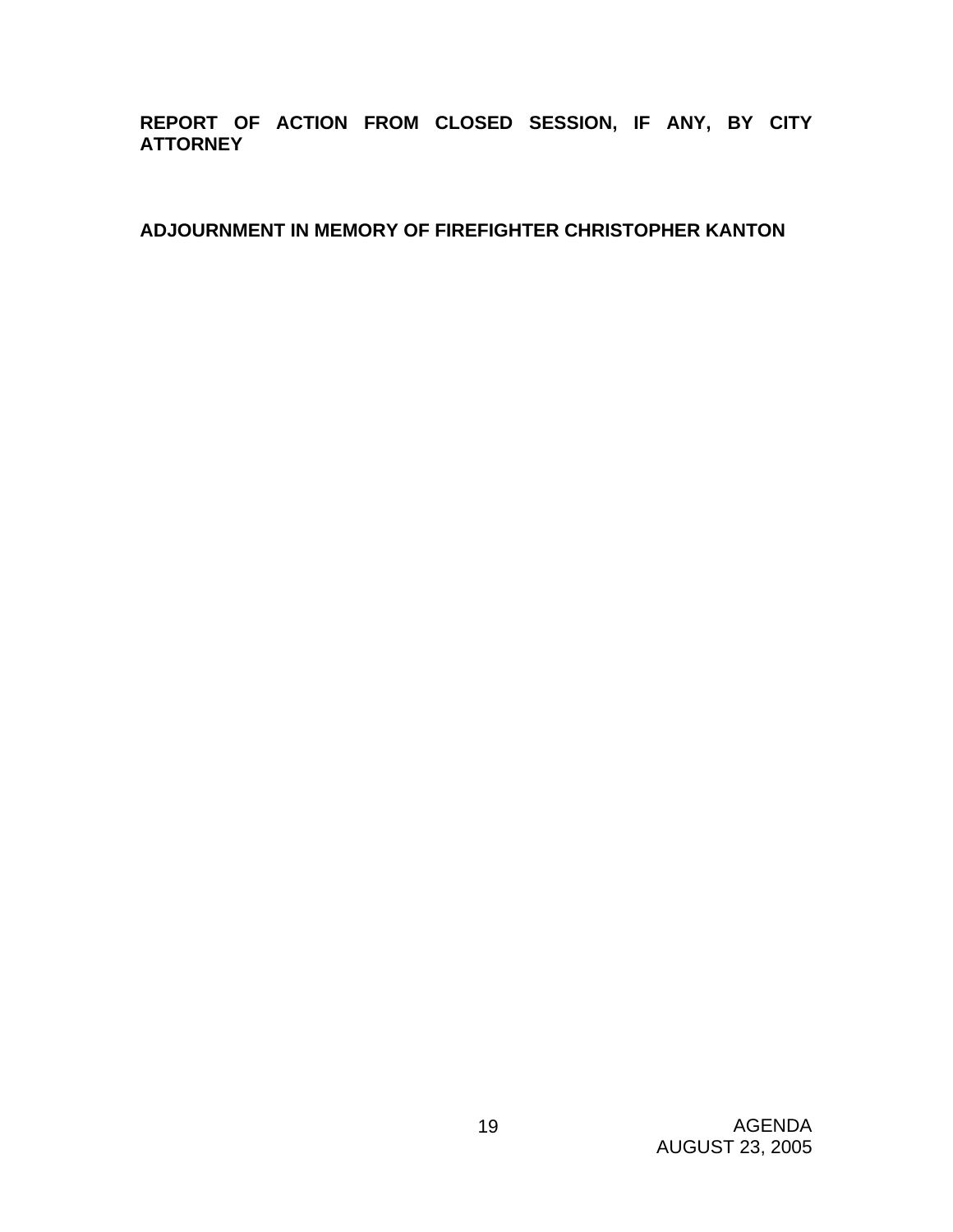**REPORT OF ACTION FROM CLOSED SESSION, IF ANY, BY CITY ATTORNEY**

**ADJOURNMENT IN MEMORY OF FIREFIGHTER CHRISTOPHER KANTON**